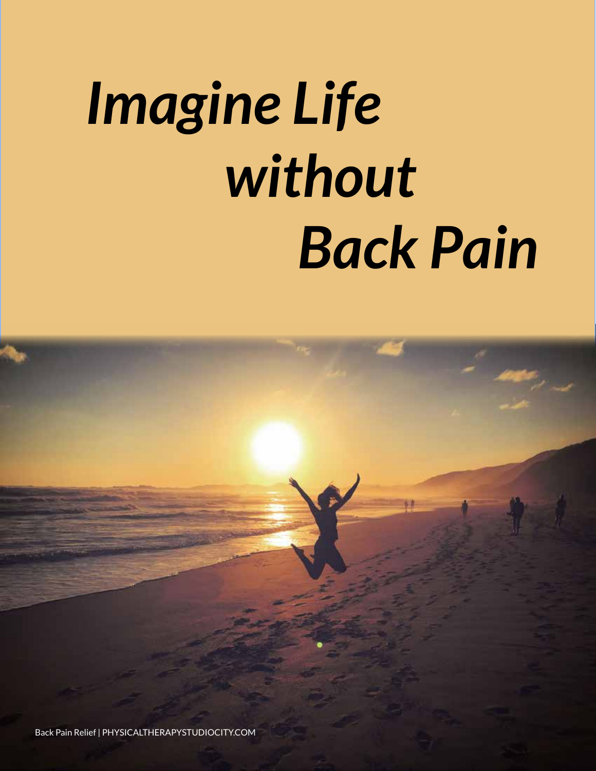# *Imagine Life without Back Pain*

Back Pain Relief | PHYSICALTHERAPYSTUDIOCITY.COM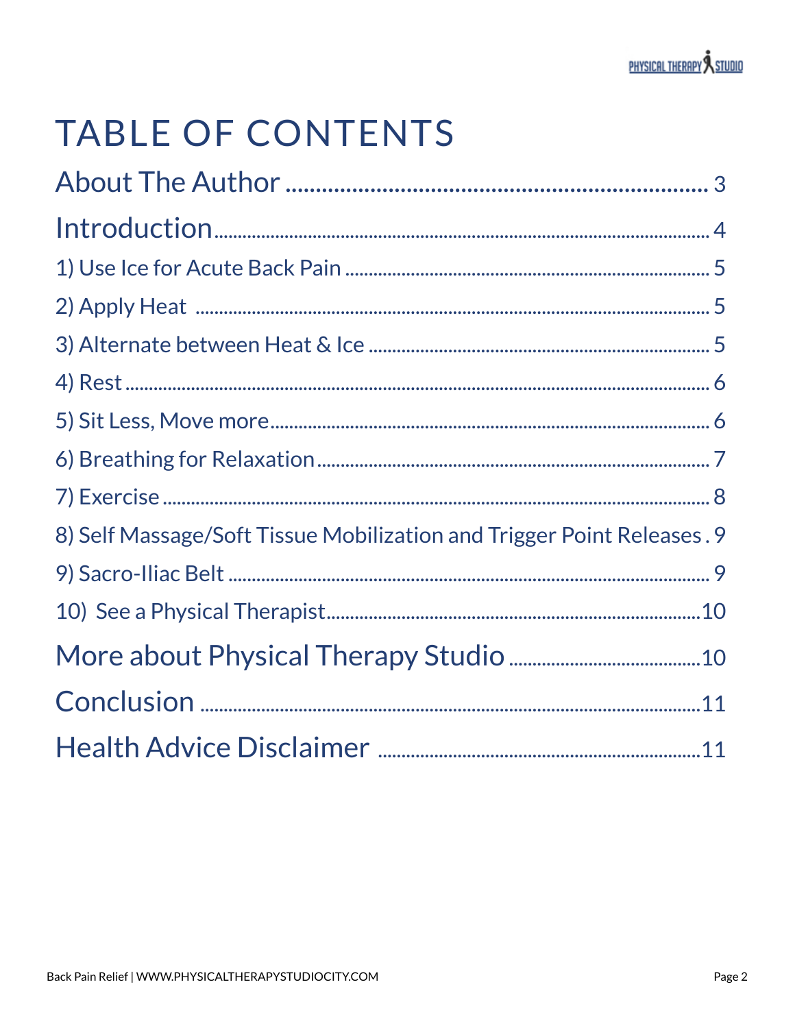# TABLE OF CONTENTS

About The Author .......... 3

Introduction .......... 4

1) Use Ice for Acute Back Pain .......... 5

2) Apply Heat .......... 5

3) Alternate between Heat & Ice .......... 5

4) Rest .......... 6

5) Sit Less, Move more .......... 6

6) Breathing for Relaxation .......... 7

7) Exercise .......... 8

8) Self Massage/Soft Tissue Mobilization and Trigger Point Releases . 9

9) Sacro-Iliac Belt .......... 9

10) See a Physical Therapist .......... 10

More about Physical Therapy Studio .......... 10

Conclusion .......... 11

Health Advice Disclaimer .......... 11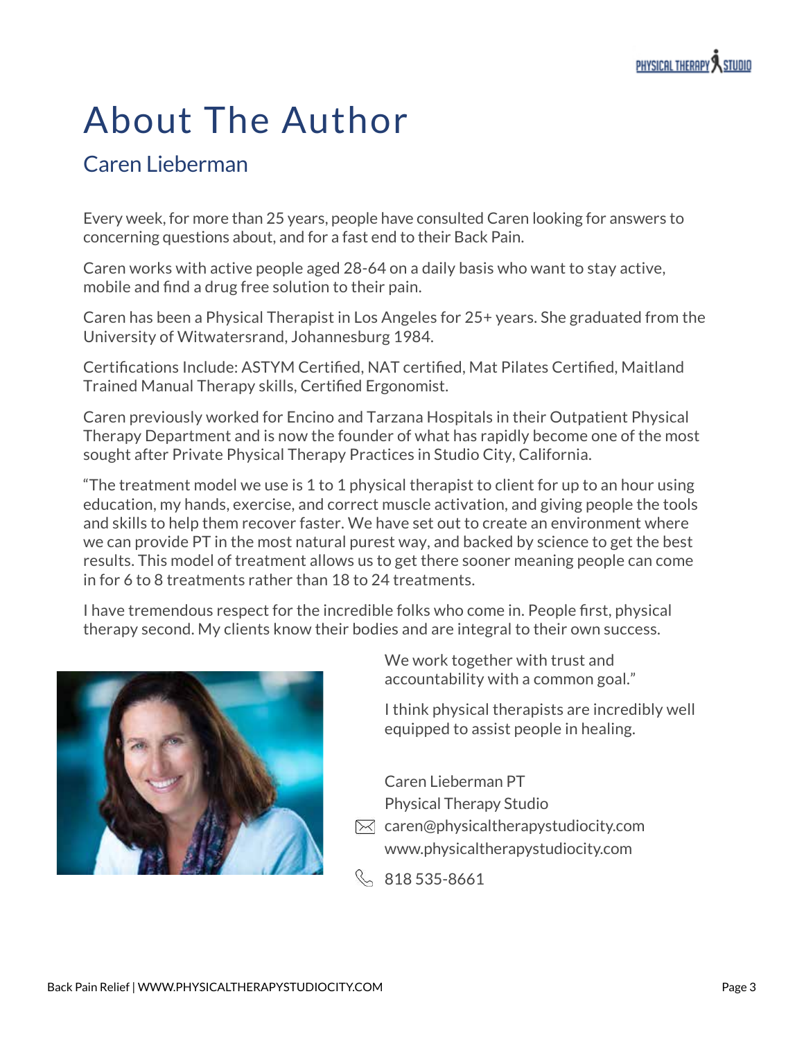# About The Author

## Caren Lieberman

Every week, for more than 25 years, people have consulted Caren looking for answers to concerning questions about, and for a fast end to their Back Pain.

Caren works with active people aged 28-64 on a daily basis who want to stay active, mobile and find a drug free solution to their pain.

Caren has been a Physical Therapist in Los Angeles for 25+ years. She graduated from the University of Witwatersrand, Johannesburg 1984.

Certifications Include: ASTYM Certified, NAT certified, Mat Pilates Certified, Maitland Trained Manual Therapy skills, Certified Ergonomist.

Caren previously worked for Encino and Tarzana Hospitals in their Outpatient Physical Therapy Department and is now the founder of what has rapidly become one of the most sought after Private Physical Therapy Practices in Studio City, California.

“The treatment model we use is 1 to 1 physical therapist to client for up to an hour using education, my hands, exercise, and correct muscle activation, and giving people the tools and skills to help them recover faster. We have set out to create an environment where we can provide PT in the most natural purest way, and backed by science to get the best results. This model of treatment allows us to get there sooner meaning people can come in for 6 to 8 treatments rather than 18 to 24 treatments.

I have tremendous respect for the incredible folks who come in. People first, physical therapy second. My clients know their bodies and are integral to their own success.

We work together with trust and accountability with a common goal.”

I think physical therapists are incredibly well equipped to assist people in healing.

Caren Lieberman PT
Physical Therapy Studio
caren@physicaltherapystudiocity.com
www.physicaltherapystudiocity.com
818 535-8661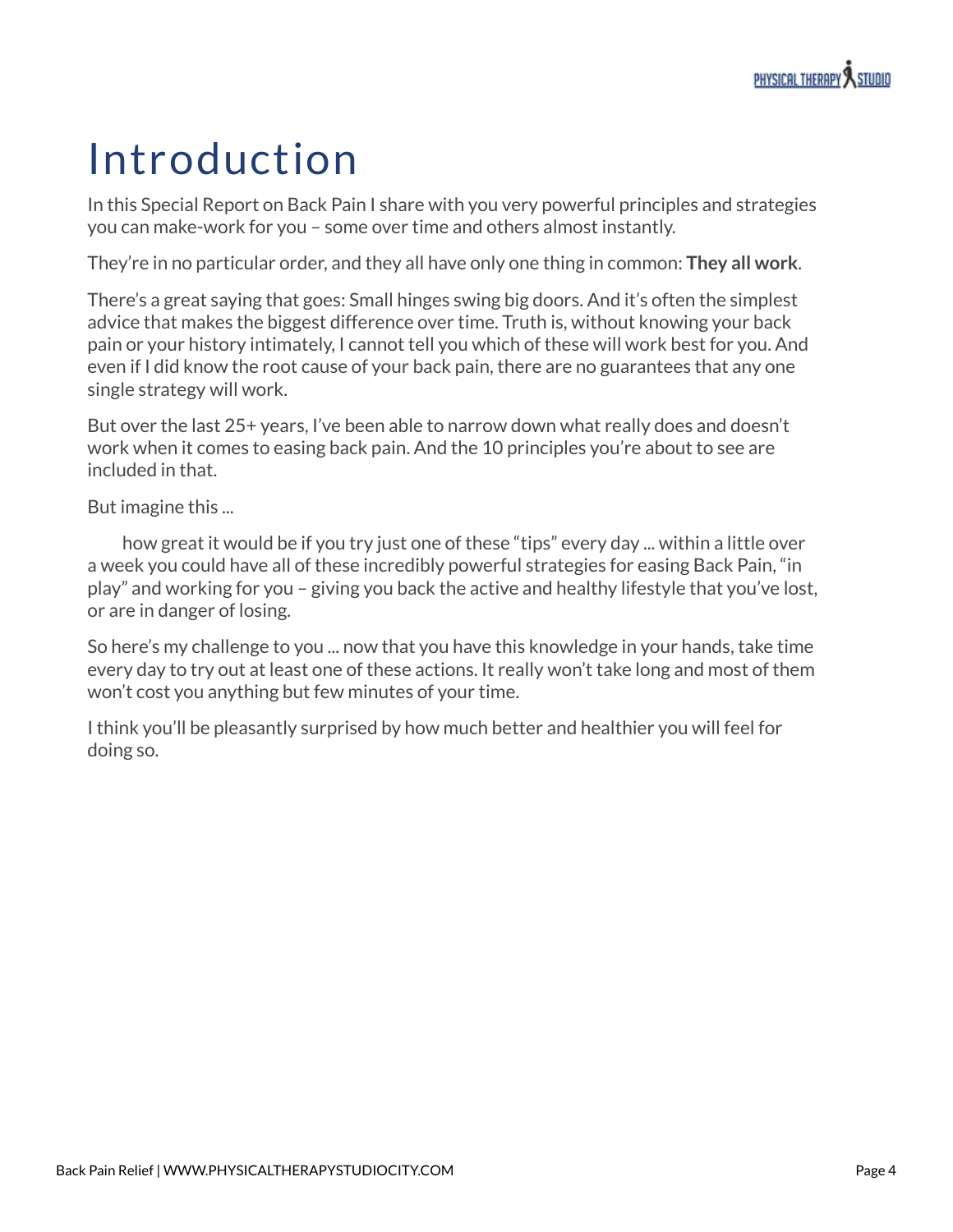# Introduction

In this Special Report on Back Pain I share with you very powerful principles and strategies you can make-work for you – some over time and others almost instantly.

They're in no particular order, and they all have only one thing in common: **They all work**.

There's a great saying that goes: Small hinges swing big doors. And it's often the simplest advice that makes the biggest difference over time. Truth is, without knowing your back pain or your history intimately, I cannot tell you which of these will work best for you. And even if I did know the root cause of your back pain, there are no guarantees that any one single strategy will work.

But over the last 25+ years, I've been able to narrow down what really does and doesn't work when it comes to easing back pain. And the 10 principles you're about to see are included in that.

But imagine this ...

how great it would be if you try just one of these "tips" every day ... within a little over a week you could have all of these incredibly powerful strategies for easing Back Pain, "in play" and working for you – giving you back the active and healthy lifestyle that you've lost, or are in danger of losing.

So here's my challenge to you ... now that you have this knowledge in your hands, take time every day to try out at least one of these actions. It really won't take long and most of them won't cost you anything but few minutes of your time.

I think you'll be pleasantly surprised by how much better and healthier you will feel for doing so.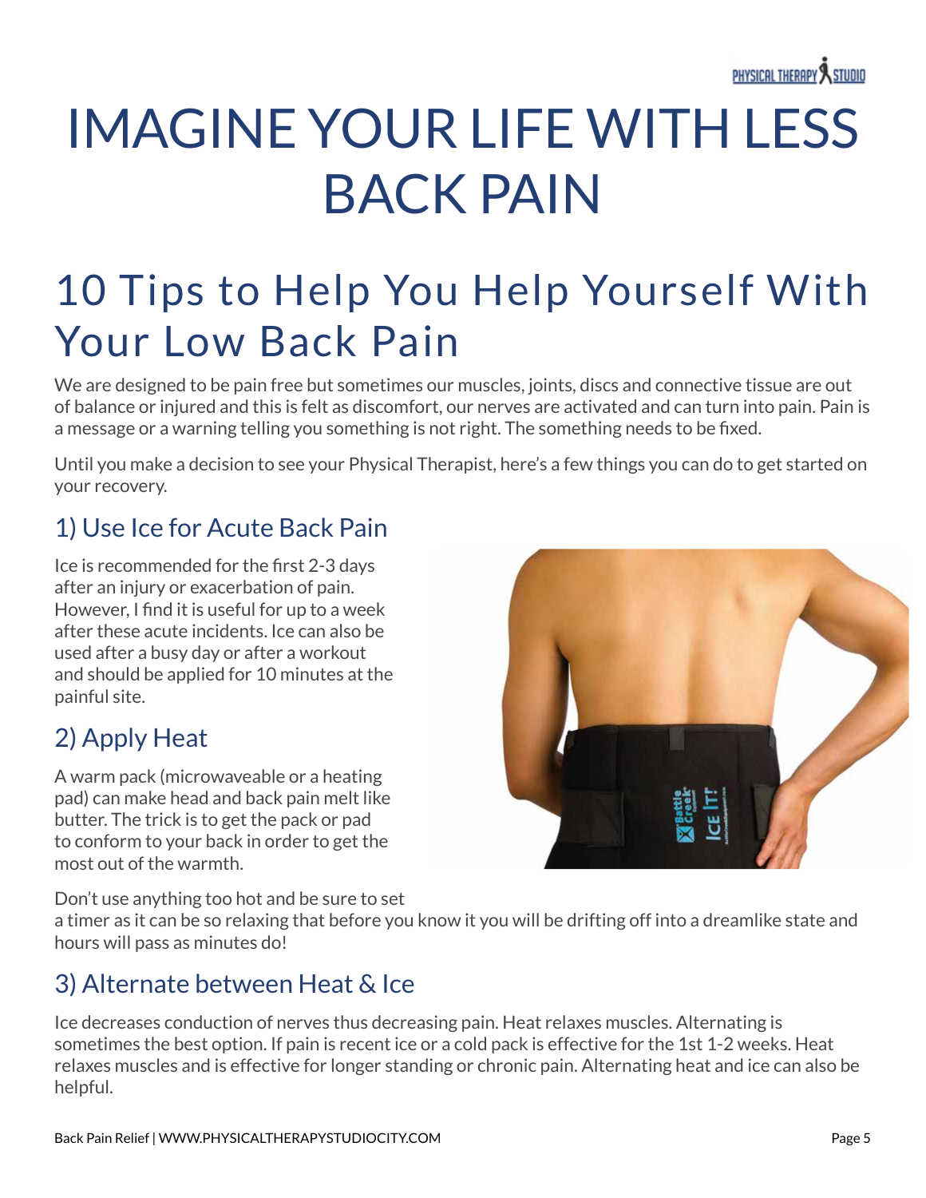# IMAGINE YOUR LIFE WITH LESS BACK PAIN

## 10 Tips to Help You Help Yourself With Your Low Back Pain

We are designed to be pain free but sometimes our muscles, joints, discs and connective tissue are out of balance or injured and this is felt as discomfort, our nerves are activated and can turn into pain. Pain is a message or a warning telling you something is not right. The something needs to be fixed.

Until you make a decision to see your Physical Therapist, here's a few things you can do to get started on your recovery.

### 1) Use Ice for Acute Back Pain

Ice is recommended for the first 2-3 days after an injury or exacerbation of pain. However, I find it is useful for up to a week after these acute incidents. Ice can also be used after a busy day or after a workout and should be applied for 10 minutes at the painful site.

### 2) Apply Heat

A warm pack (microwaveable or a heating pad) can make head and back pain melt like butter. The trick is to get the pack or pad to conform to your back in order to get the most out of the warmth.

Don't use anything too hot and be sure to set a timer as it can be so relaxing that before you know it you will be drifting off into a dreamlike state and hours will pass as minutes do!

### 3) Alternate between Heat & Ice

Ice decreases conduction of nerves thus decreasing pain. Heat relaxes muscles. Alternating is sometimes the best option. If pain is recent ice or a cold pack is effective for the 1st 1-2 weeks. Heat relaxes muscles and is effective for longer standing or chronic pain. Alternating heat and ice can also be helpful.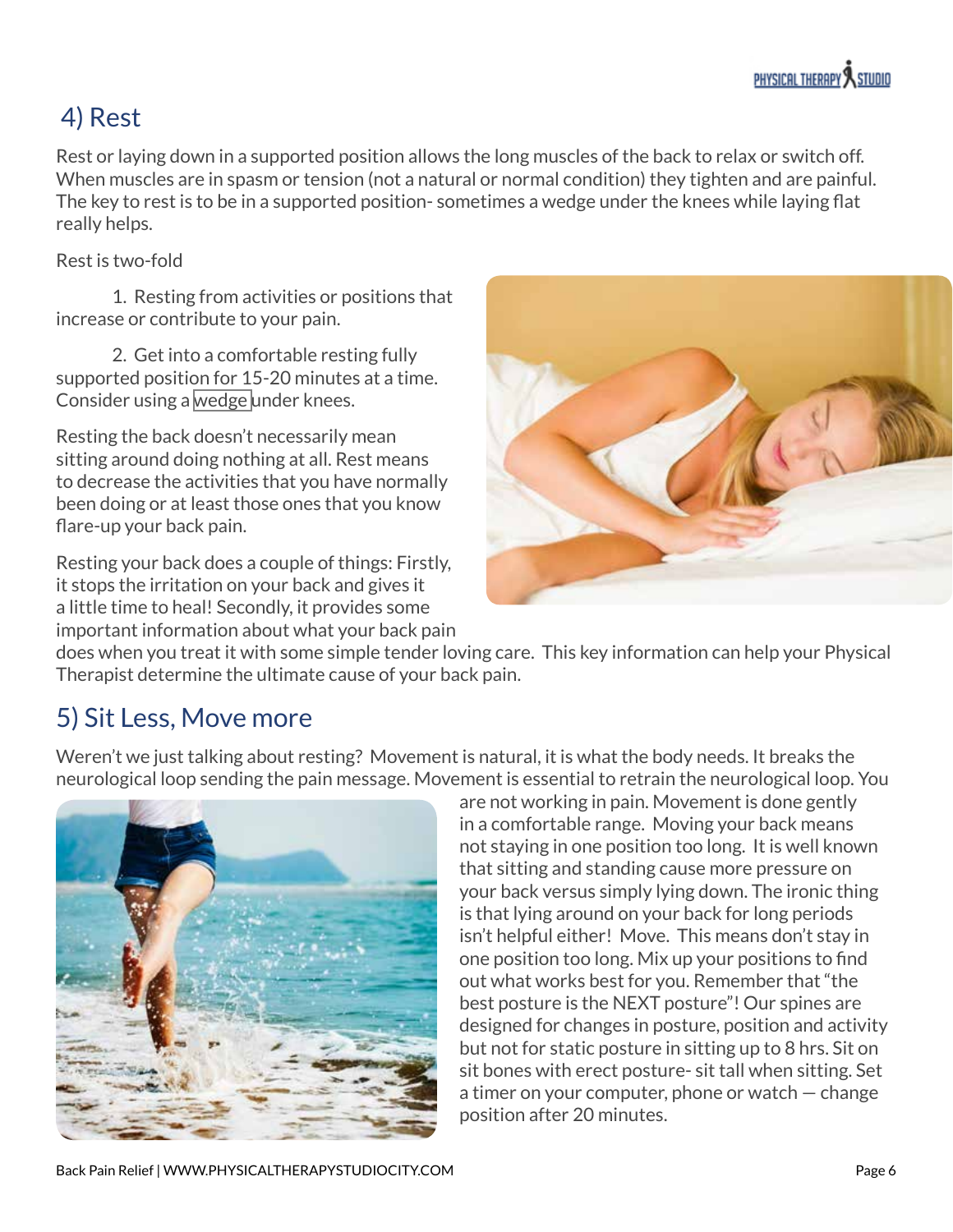## 4) Rest

Rest or laying down in a supported position allows the long muscles of the back to relax or switch off. When muscles are in spasm or tension (not a natural or normal condition) they tighten and are painful. The key to rest is to be in a supported position- sometimes a wedge under the knees while laying flat really helps.

Rest is two-fold

1. Resting from activities or positions that increase or contribute to your pain.

2. Get into a comfortable resting fully supported position for 15-20 minutes at a time. Consider using a wedge under knees.

Resting the back doesn't necessarily mean sitting around doing nothing at all. Rest means to decrease the activities that you have normally been doing or at least those ones that you know flare-up your back pain.

Resting your back does a couple of things: Firstly, it stops the irritation on your back and gives it a little time to heal! Secondly, it provides some important information about what your back pain does when you treat it with some simple tender loving care. This key information can help your Physical Therapist determine the ultimate cause of your back pain.

## 5) Sit Less, Move more

Weren't we just talking about resting? Movement is natural, it is what the body needs. It breaks the neurological loop sending the pain message. Movement is essential to retrain the neurological loop. You are not working in pain. Movement is done gently in a comfortable range. Moving your back means not staying in one position too long. It is well known that sitting and standing cause more pressure on your back versus simply lying down. The ironic thing is that lying around on your back for long periods isn't helpful either! Move. This means don't stay in one position too long. Mix up your positions to find out what works best for you. Remember that "the best posture is the NEXT posture"! Our spines are designed for changes in posture, position and activity but not for static posture in sitting up to 8 hrs. Sit on sit bones with erect posture- sit tall when sitting. Set a timer on your computer, phone or watch — change position after 20 minutes.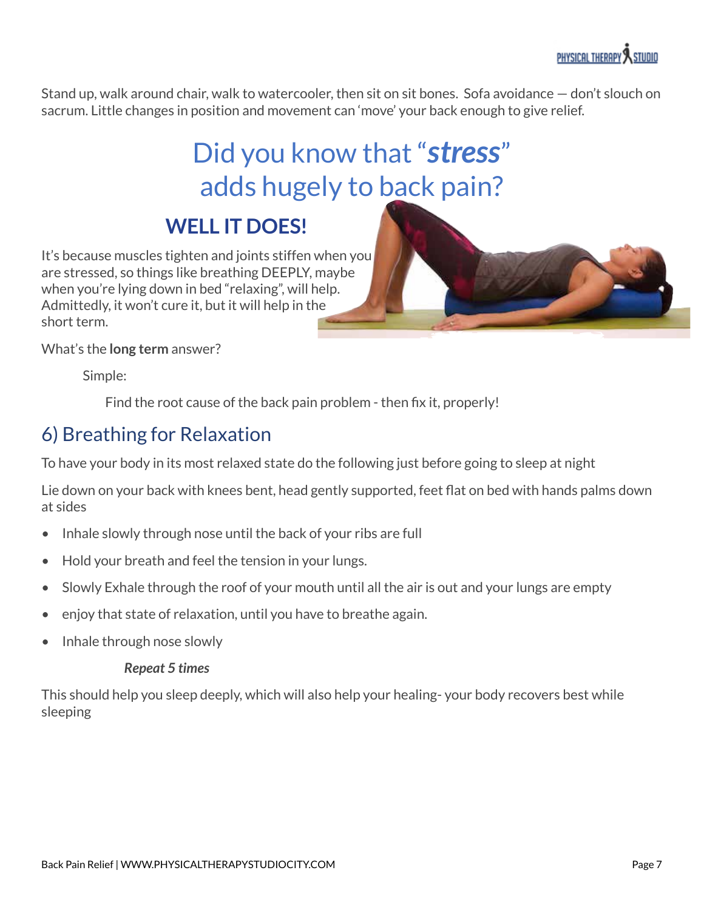Stand up, walk around chair, walk to watercooler, then sit on sit bones. Sofa avoidance — don't slouch on sacrum. Little changes in position and movement can 'move' your back enough to give relief.

## Did you know that "***stress***" adds hugely to back pain?

### WELL IT DOES!

It's because muscles tighten and joints stiffen when you are stressed, so things like breathing DEEPLY, maybe when you're lying down in bed "relaxing", will help. Admittedly, it won't cure it, but it will help in the short term.

What's the **long term** answer?

Simple:

Find the root cause of the back pain problem - then fix it, properly!

## 6) Breathing for Relaxation

To have your body in its most relaxed state do the following just before going to sleep at night

Lie down on your back with knees bent, head gently supported, feet flat on bed with hands palms down at sides

- Inhale slowly through nose until the back of your ribs are full
- Hold your breath and feel the tension in your lungs.
- Slowly Exhale through the roof of your mouth until all the air is out and your lungs are empty
- enjoy that state of relaxation, until you have to breathe again.
- Inhale through nose slowly

***Repeat 5 times***

This should help you sleep deeply, which will also help your healing- your body recovers best while sleeping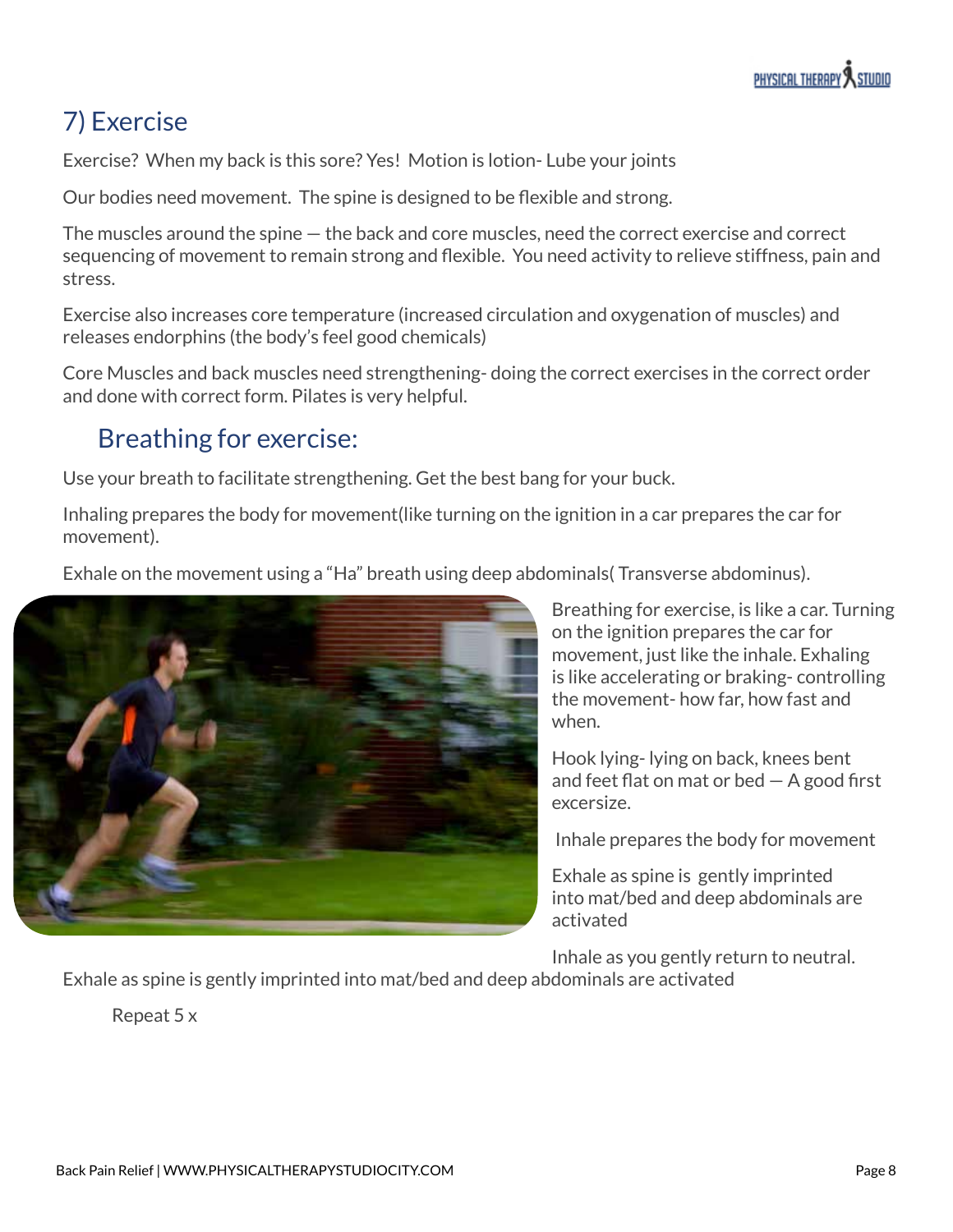## 7) Exercise

Exercise? When my back is this sore? Yes! Motion is lotion- Lube your joints

Our bodies need movement. The spine is designed to be flexible and strong.

The muscles around the spine — the back and core muscles, need the correct exercise and correct sequencing of movement to remain strong and flexible. You need activity to relieve stiffness, pain and stress.

Exercise also increases core temperature (increased circulation and oxygenation of muscles) and releases endorphins (the body's feel good chemicals)

Core Muscles and back muscles need strengthening- doing the correct exercises in the correct order and done with correct form. Pilates is very helpful.

### Breathing for exercise:

Use your breath to facilitate strengthening. Get the best bang for your buck.

Inhaling prepares the body for movement(like turning on the ignition in a car prepares the car for movement).

Exhale on the movement using a "Ha" breath using deep abdominals( Transverse abdominus).

Breathing for exercise, is like a car. Turning on the ignition prepares the car for movement, just like the inhale. Exhaling is like accelerating or braking- controlling the movement- how far, how fast and when.

Hook lying- lying on back, knees bent and feet flat on mat or bed — A good first excersize.

Inhale prepares the body for movement

Exhale as spine is gently imprinted into mat/bed and deep abdominals are activated

Inhale as you gently return to neutral.

Exhale as spine is gently imprinted into mat/bed and deep abdominals are activated

Repeat 5 x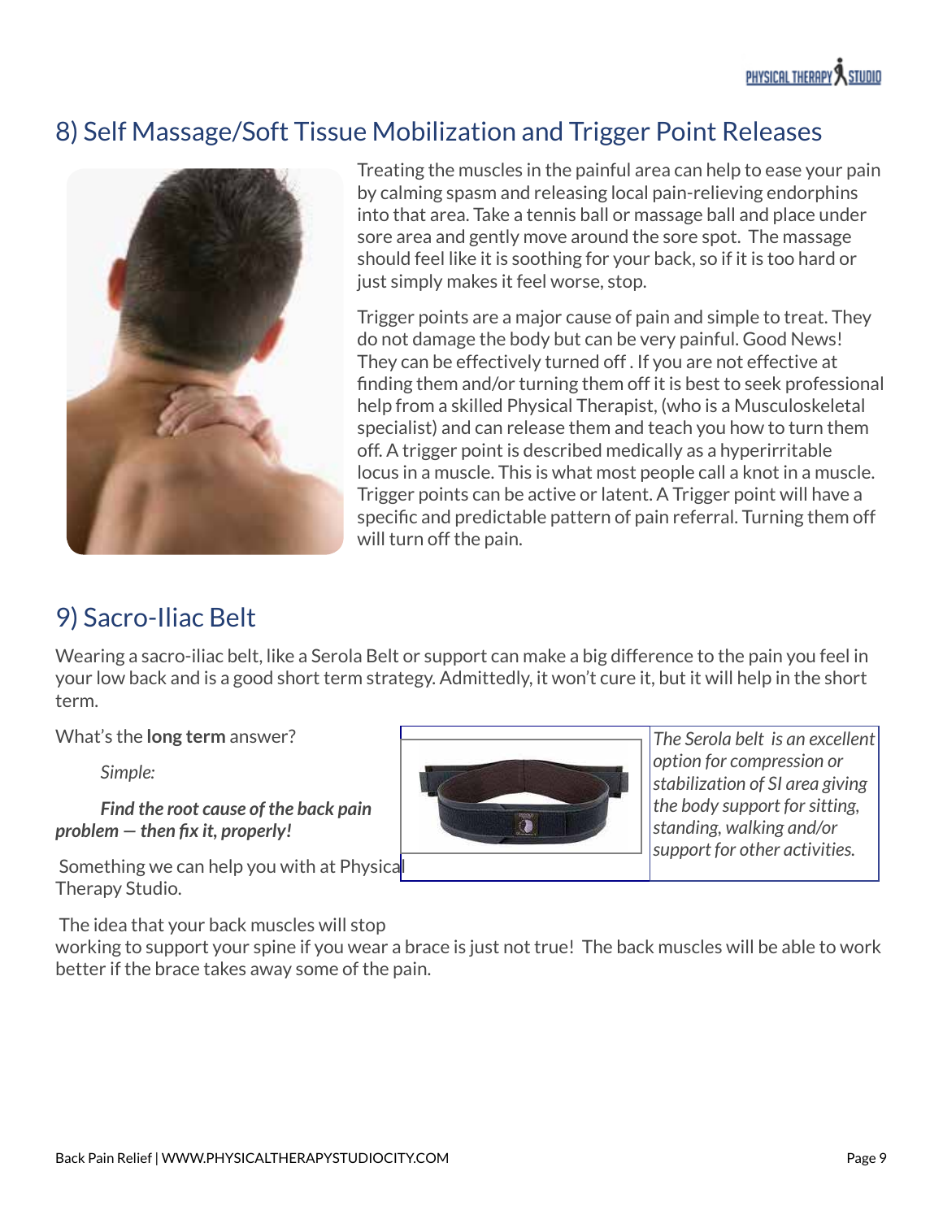## 8) Self Massage/Soft Tissue Mobilization and Trigger Point Releases

Treating the muscles in the painful area can help to ease your pain by calming spasm and releasing local pain-relieving endorphins into that area. Take a tennis ball or massage ball and place under sore area and gently move around the sore spot. The massage should feel like it is soothing for your back, so if it is too hard or just simply makes it feel worse, stop.

Trigger points are a major cause of pain and simple to treat. They do not damage the body but can be very painful. Good News! They can be effectively turned off . If you are not effective at finding them and/or turning them off it is best to seek professional help from a skilled Physical Therapist, (who is a Musculoskeletal specialist) and can release them and teach you how to turn them off. A trigger point is described medically as a hyperirritable locus in a muscle. This is what most people call a knot in a muscle. Trigger points can be active or latent. A Trigger point will have a specific and predictable pattern of pain referral. Turning them off will turn off the pain.

## 9) Sacro-Iliac Belt

Wearing a sacro-iliac belt, like a Serola Belt or support can make a big difference to the pain you feel in your low back and is a good short term strategy. Admittedly, it won't cure it, but it will help in the short term.

What's the **long term** answer?

*Simple:*

***Find the root cause of the back pain problem — then fix it, properly!***

Something we can help you with at Physical Therapy Studio.

*The Serola belt is an excellent option for compression or stabilization of SI area giving the body support for sitting, standing, walking and/or support for other activities.*

The idea that your back muscles will stop working to support your spine if you wear a brace is just not true! The back muscles will be able to work better if the brace takes away some of the pain.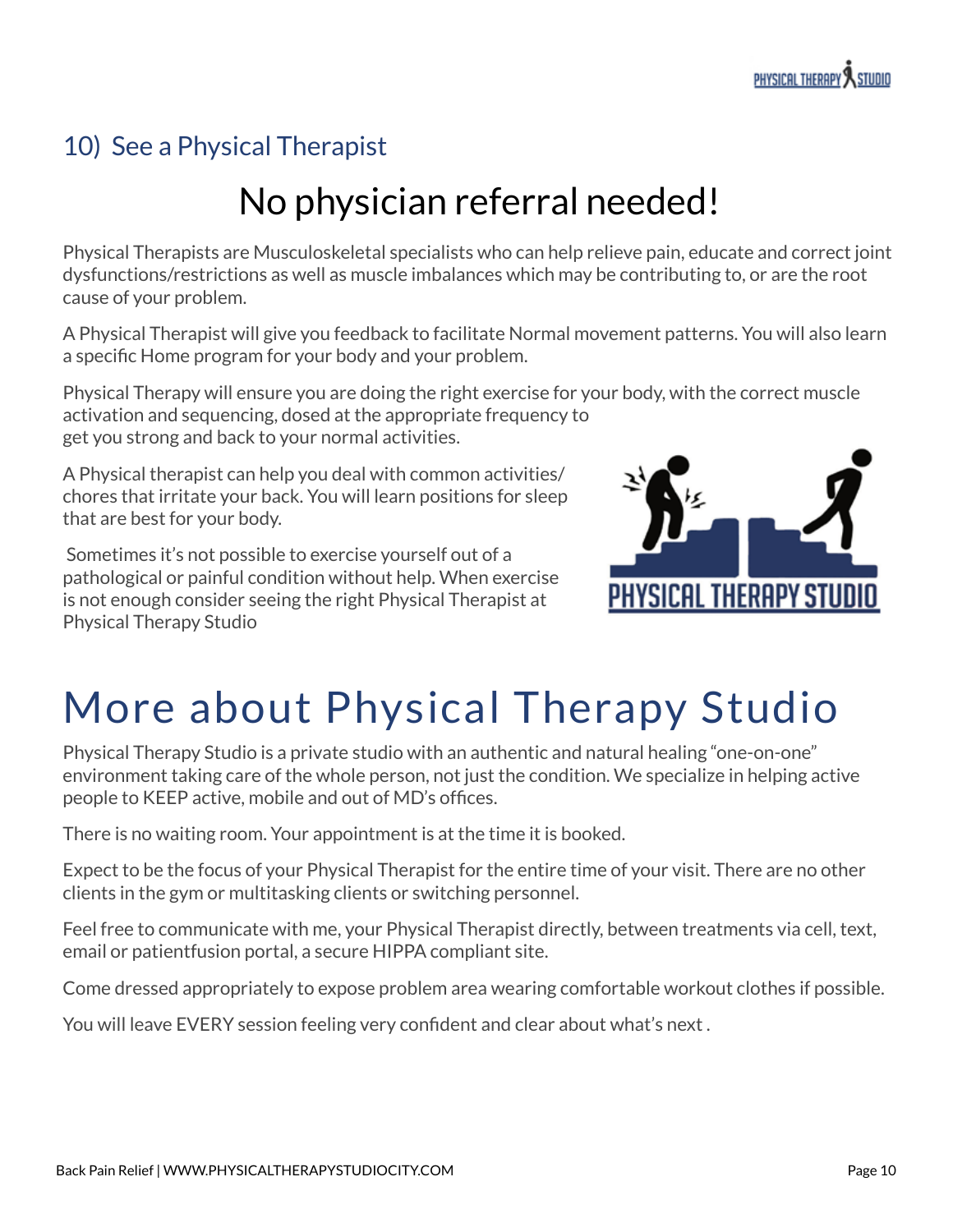## 10) See a Physical Therapist

# No physician referral needed!

Physical Therapists are Musculoskeletal specialists who can help relieve pain, educate and correct joint dysfunctions/restrictions as well as muscle imbalances which may be contributing to, or are the root cause of your problem.

A Physical Therapist will give you feedback to facilitate Normal movement patterns. You will also learn a specific Home program for your body and your problem.

Physical Therapy will ensure you are doing the right exercise for your body, with the correct muscle activation and sequencing, dosed at the appropriate frequency to get you strong and back to your normal activities.

A Physical therapist can help you deal with common activities/ chores that irritate your back. You will learn positions for sleep that are best for your body.

Sometimes it's not possible to exercise yourself out of a pathological or painful condition without help. When exercise is not enough consider seeing the right Physical Therapist at Physical Therapy Studio

# More about Physical Therapy Studio

Physical Therapy Studio is a private studio with an authentic and natural healing "one-on-one" environment taking care of the whole person, not just the condition. We specialize in helping active people to KEEP active, mobile and out of MD's offices.

There is no waiting room. Your appointment is at the time it is booked.

Expect to be the focus of your Physical Therapist for the entire time of your visit. There are no other clients in the gym or multitasking clients or switching personnel.

Feel free to communicate with me, your Physical Therapist directly, between treatments via cell, text, email or patientfusion portal, a secure HIPPA compliant site.

Come dressed appropriately to expose problem area wearing comfortable workout clothes if possible.

You will leave EVERY session feeling very confident and clear about what's next .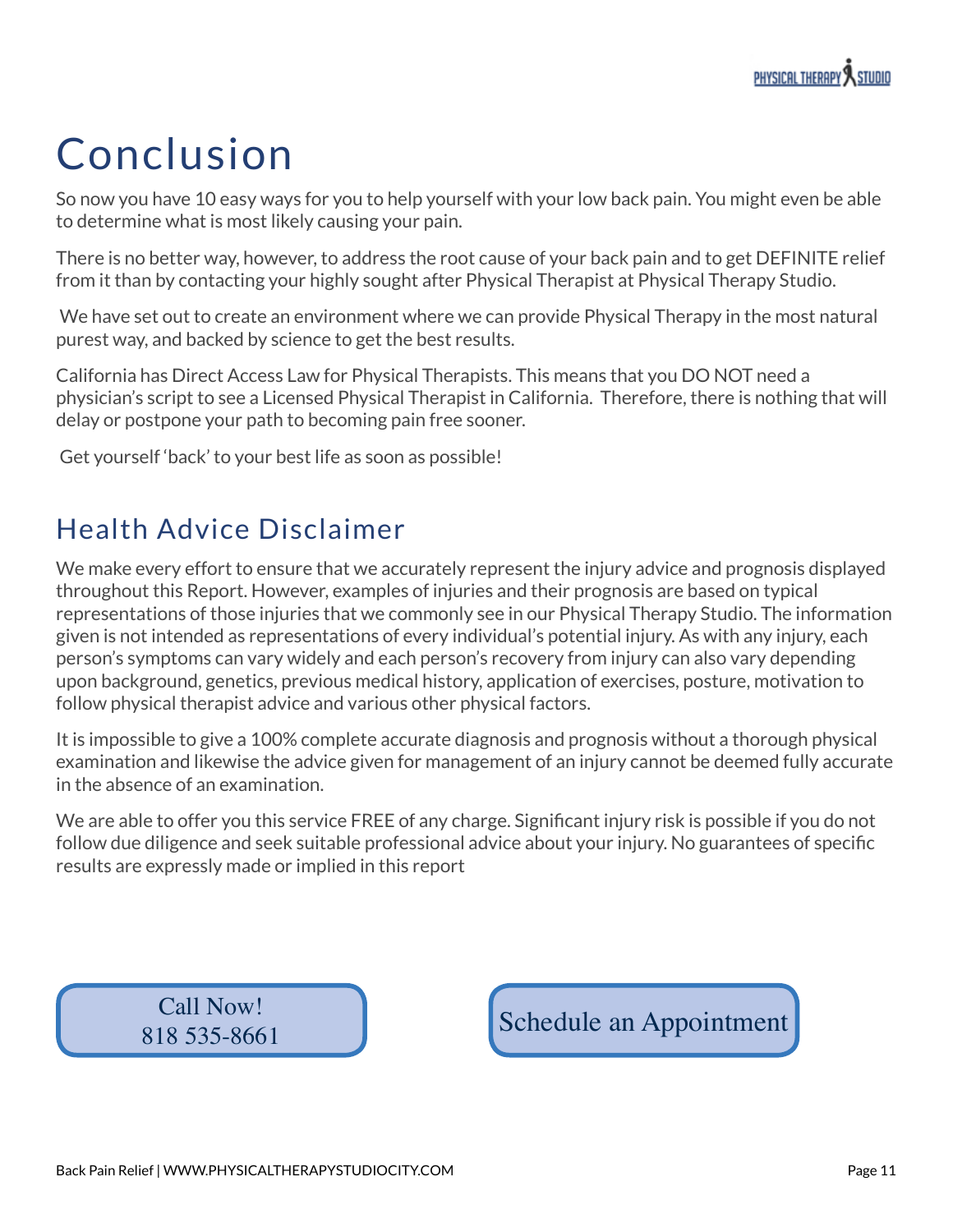# Conclusion

So now you have 10 easy ways for you to help yourself with your low back pain. You might even be able to determine what is most likely causing your pain.

There is no better way, however, to address the root cause of your back pain and to get DEFINITE relief from it than by contacting your highly sought after Physical Therapist at Physical Therapy Studio.

We have set out to create an environment where we can provide Physical Therapy in the most natural purest way, and backed by science to get the best results.

California has Direct Access Law for Physical Therapists. This means that you DO NOT need a physician's script to see a Licensed Physical Therapist in California. Therefore, there is nothing that will delay or postpone your path to becoming pain free sooner.

Get yourself 'back' to your best life as soon as possible!

## Health Advice Disclaimer

We make every effort to ensure that we accurately represent the injury advice and prognosis displayed throughout this Report. However, examples of injuries and their prognosis are based on typical representations of those injuries that we commonly see in our Physical Therapy Studio. The information given is not intended as representations of every individual's potential injury. As with any injury, each person's symptoms can vary widely and each person's recovery from injury can also vary depending upon background, genetics, previous medical history, application of exercises, posture, motivation to follow physical therapist advice and various other physical factors.

It is impossible to give a 100% complete accurate diagnosis and prognosis without a thorough physical examination and likewise the advice given for management of an injury cannot be deemed fully accurate in the absence of an examination.

We are able to offer you this service FREE of any charge. Significant injury risk is possible if you do not follow due diligence and seek suitable professional advice about your injury. No guarantees of specific results are expressly made or implied in this report

Call Now!
818 535-8661

Schedule an Appointment